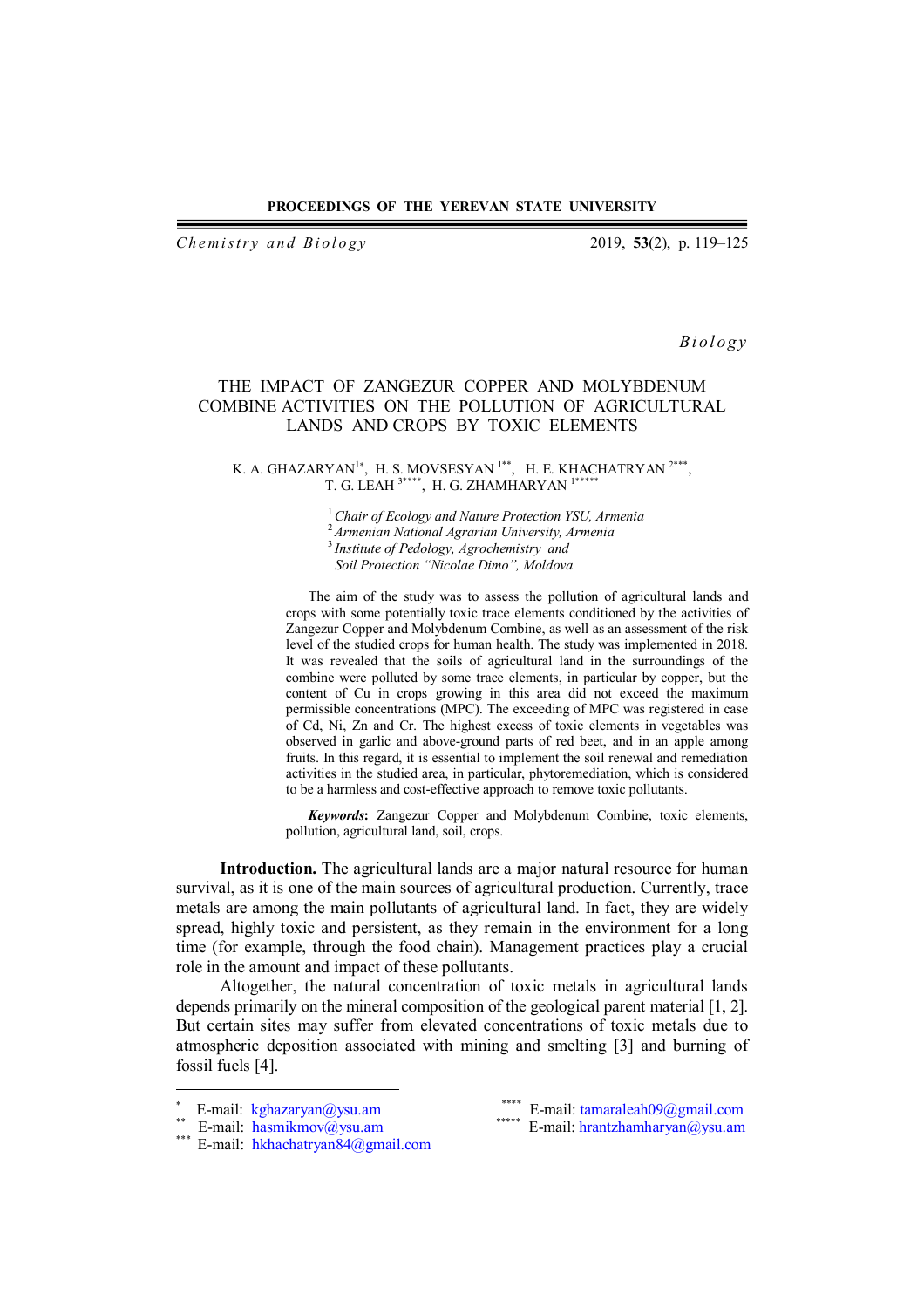PROCEEDINGS OF THE YEREVAN STATE UNIVERSITY

*Chemistry and Biology* 2019, **53**(2), p. 119–125

*Biology*

# THE IMPACT OF ZANGEZUR COPPER AND MOLYBDENUM COMBINE ACTIVITIES ON THE POLLUTION OF AGRICULTURAL LANDS AND CROPS BY TOXIC ELEMENTS

K. A. GHAZARYAN[1*], H. S. MOVSESYAN[1**], H. E. KHACHATRYAN[2***], T. G. LEAH[3****], H. G. ZHAMHARYAN[1*****]

[1] *Chair of Ecology and Nature Protection YSU, Armenia*
[2] *Armenian National Agrarian University, Armenia*
[3] *Institute of Pedology, Agrochemistry and Soil Protection "Nicolae Dimo", Moldova*

The aim of the study was to assess the pollution of agricultural lands and crops with some potentially toxic trace elements conditioned by the activities of Zangezur Copper and Molybdenum Combine, as well as an assessment of the risk level of the studied crops for human health. The study was implemented in 2018. It was revealed that the soils of agricultural land in the surroundings of the combine were polluted by some trace elements, in particular by copper, but the content of Cu in crops growing in this area did not exceed the maximum permissible concentrations (MPC). The exceeding of MPC was registered in case of Cd, Ni, Zn and Cr. The highest excess of toxic elements in vegetables was observed in garlic and above-ground parts of red beet, and in an apple among fruits. In this regard, it is essential to implement the soil renewal and remediation activities in the studied area, in particular, phytoremediation, which is considered to be a harmless and cost-effective approach to remove toxic pollutants.

***Keywords*:** Zangezur Copper and Molybdenum Combine, toxic elements, pollution, agricultural land, soil, crops.

**Introduction.** The agricultural lands are a major natural resource for human survival, as it is one of the main sources of agricultural production. Currently, trace metals are among the main pollutants of agricultural land. In fact, they are widely spread, highly toxic and persistent, as they remain in the environment for a long time (for example, through the food chain). Management practices play a crucial role in the amount and impact of these pollutants.

Altogether, the natural concentration of toxic metals in agricultural lands depends primarily on the mineral composition of the geological parent material [1, 2]. But certain sites may suffer from elevated concentrations of toxic metals due to atmospheric deposition associated with mining and smelting [3] and burning of fossil fuels [4].

---

[*] E-mail: kghazaryan@ysu.am
[**] E-mail: hasmikmov@ysu.am
[***] E-mail: hkhachatryan84@gmail.com
[****] E-mail: tamaraleah09@gmail.com
[*****] E-mail: hrantzhamharyan@ysu.am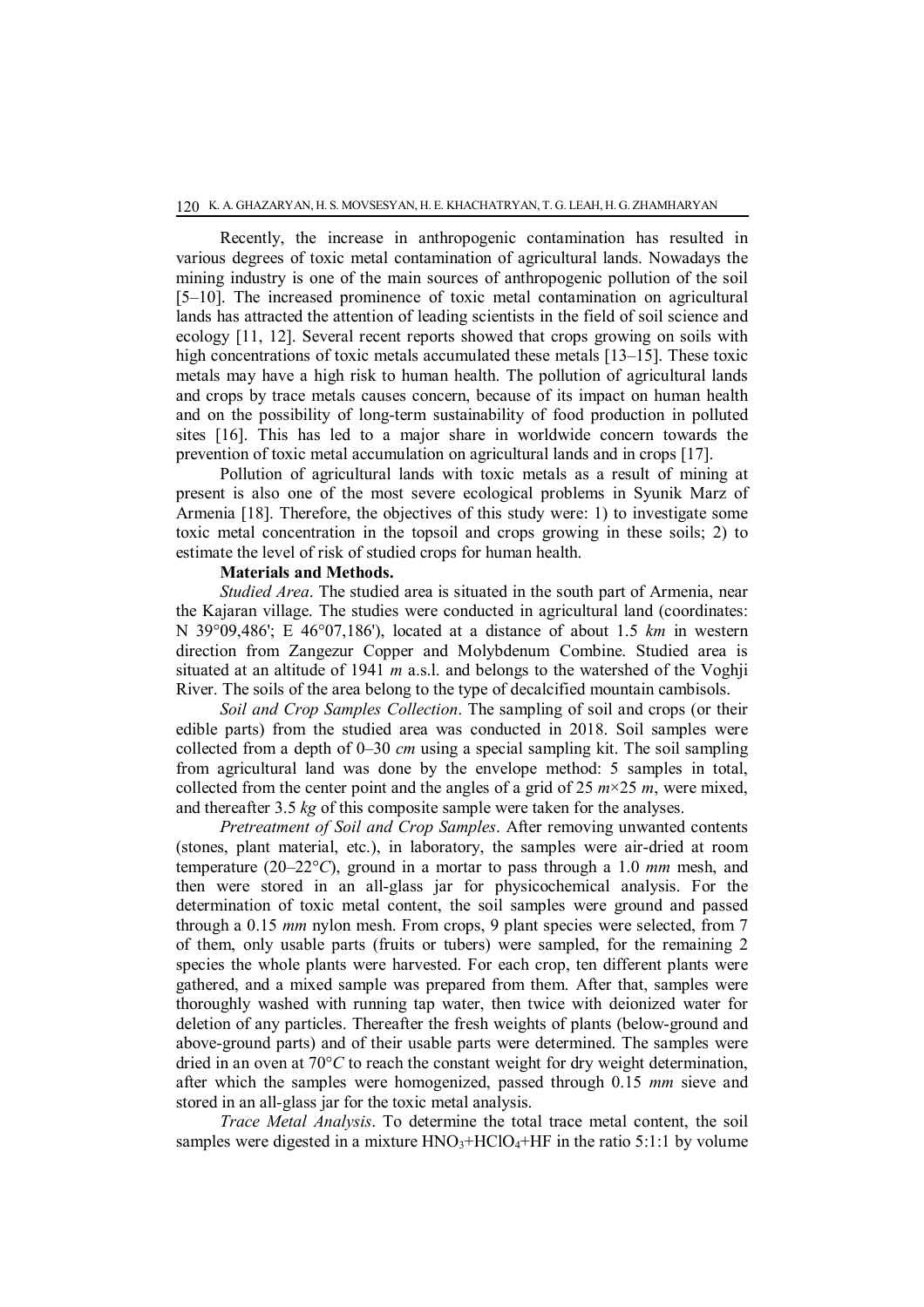Recently, the increase in anthropogenic contamination has resulted in various degrees of toxic metal contamination of agricultural lands. Nowadays the mining industry is one of the main sources of anthropogenic pollution of the soil [5–10]. The increased prominence of toxic metal contamination on agricultural lands has attracted the attention of leading scientists in the field of soil science and ecology [11, 12]. Several recent reports showed that crops growing on soils with high concentrations of toxic metals accumulated these metals [13–15]. These toxic metals may have a high risk to human health. The pollution of agricultural lands and crops by trace metals causes concern, because of its impact on human health and on the possibility of long-term sustainability of food production in polluted sites [16]. This has led to a major share in worldwide concern towards the prevention of toxic metal accumulation on agricultural lands and in crops [17].

Pollution of agricultural lands with toxic metals as a result of mining at present is also one of the most severe ecological problems in Syunik Marz of Armenia [18]. Therefore, the objectives of this study were: 1) to investigate some toxic metal concentration in the topsoil and crops growing in these soils; 2) to estimate the level of risk of studied crops for human health.

**Materials and Methods.**

*Studied Area*. The studied area is situated in the south part of Armenia, near the Kajaran village. The studies were conducted in agricultural land (coordinates: N 39°09,486'; E 46°07,186'), located at a distance of about 1.5 *km* in western direction from Zangezur Copper and Molybdenum Combine. Studied area is situated at an altitude of 1941 *m* a.s.l. and belongs to the watershed of the Voghji River. The soils of the area belong to the type of decalcified mountain cambisols.

*Soil and Crop Samples Collection*. The sampling of soil and crops (or their edible parts) from the studied area was conducted in 2018. Soil samples were collected from a depth of 0–30 *cm* using a special sampling kit. The soil sampling from agricultural land was done by the envelope method: 5 samples in total, collected from the center point and the angles of a grid of 25 *m*×25 *m*, were mixed, and thereafter 3.5 *kg* of this composite sample were taken for the analyses.

*Pretreatment of Soil and Crop Samples*. After removing unwanted contents (stones, plant material, etc.), in laboratory, the samples were air-dried at room temperature (20–22°*C*), ground in a mortar to pass through a 1.0 *mm* mesh, and then were stored in an all-glass jar for physicochemical analysis. For the determination of toxic metal content, the soil samples were ground and passed through a 0.15 *mm* nylon mesh. From crops, 9 plant species were selected, from 7 of them, only usable parts (fruits or tubers) were sampled, for the remaining 2 species the whole plants were harvested. For each crop, ten different plants were gathered, and a mixed sample was prepared from them. After that, samples were thoroughly washed with running tap water, then twice with deionized water for deletion of any particles. Thereafter the fresh weights of plants (below-ground and above-ground parts) and of their usable parts were determined. The samples were dried in an oven at 70°*C* to reach the constant weight for dry weight determination, after which the samples were homogenized, passed through 0.15 *mm* sieve and stored in an all-glass jar for the toxic metal analysis.

*Trace Metal Analysis*. To determine the total trace metal content, the soil samples were digested in a mixture $HNO_3$+$HClO_4$+HF in the ratio 5:1:1 by volume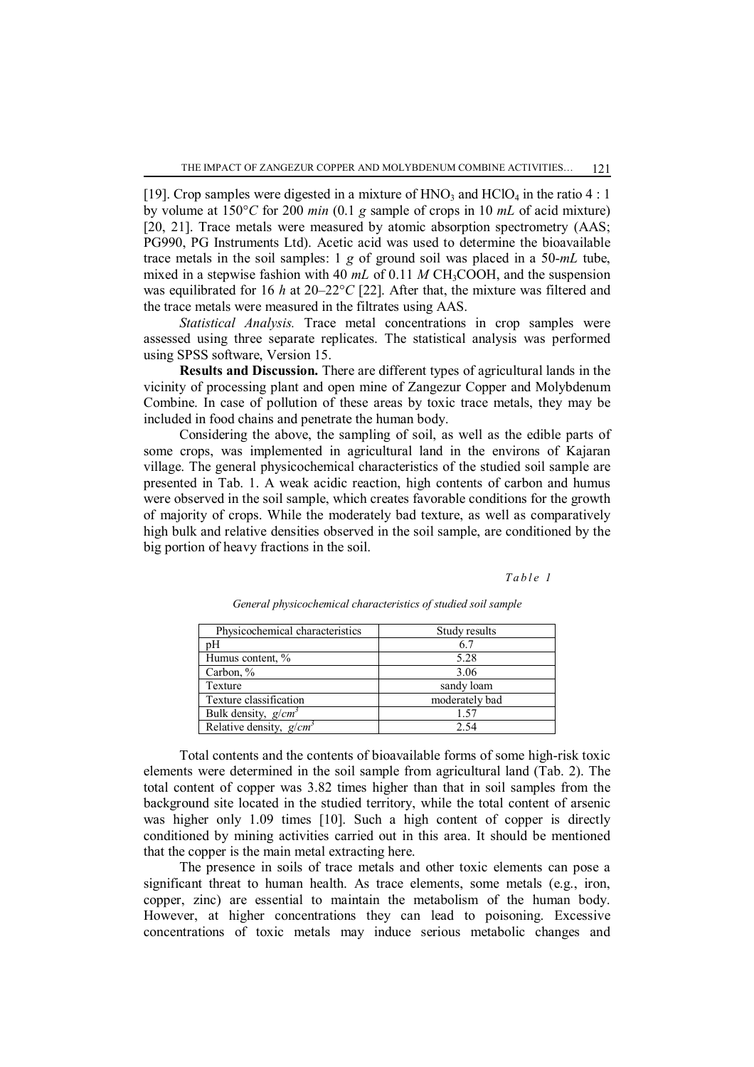[19]. Crop samples were digested in a mixture of $HNO_3$ and $HClO_4$ in the ratio 4 : 1 by volume at 150°*C* for 200 *min* (0.1 *g* sample of crops in 10 *mL* of acid mixture) [20, 21]. Trace metals were measured by atomic absorption spectrometry (AAS; PG990, PG Instruments Ltd). Acetic acid was used to determine the bioavailable trace metals in the soil samples: 1 *g* of ground soil was placed in a 50-*mL* tube, mixed in a stepwise fashion with 40 *mL* of 0.11 *M* $CH_3COOH$, and the suspension was equilibrated for 16 *h* at 20–22°*C* [22]. After that, the mixture was filtered and the trace metals were measured in the filtrates using AAS.

*Statistical Analysis.* Trace metal concentrations in crop samples were assessed using three separate replicates. The statistical analysis was performed using SPSS software, Version 15.

**Results and Discussion.** There are different types of agricultural lands in the vicinity of processing plant and open mine of Zangezur Copper and Molybdenum Combine. In case of pollution of these areas by toxic trace metals, they may be included in food chains and penetrate the human body.

Considering the above, the sampling of soil, as well as the edible parts of some crops, was implemented in agricultural land in the environs of Kajaran village. The general physicochemical characteristics of the studied soil sample are presented in Tab. 1. A weak acidic reaction, high contents of carbon and humus were observed in the soil sample, which creates favorable conditions for the growth of majority of crops. While the moderately bad texture, as well as comparatively high bulk and relative densities observed in the soil sample, are conditioned by the big portion of heavy fractions in the soil.

*Table 1*

*General physicochemical characteristics of studied soil sample*

| Physicochemical characteristics | Study results |
|---|---|
| pH | 6.7 |
| Humus content, % | 5.28 |
| Carbon, % | 3.06 |
| Texture | sandy loam |
| Texture classification | moderately bad |
| Bulk density, $g/cm^3$ | 1.57 |
| Relative density, $g/cm^3$ | 2.54 |

Total contents and the contents of bioavailable forms of some high-risk toxic elements were determined in the soil sample from agricultural land (Tab. 2). The total content of copper was 3.82 times higher than that in soil samples from the background site located in the studied territory, while the total content of arsenic was higher only 1.09 times [10]. Such a high content of copper is directly conditioned by mining activities carried out in this area. It should be mentioned that the copper is the main metal extracting here.

The presence in soils of trace metals and other toxic elements can pose a significant threat to human health. As trace elements, some metals (e.g., iron, copper, zinc) are essential to maintain the metabolism of the human body. However, at higher concentrations they can lead to poisoning. Excessive concentrations of toxic metals may induce serious metabolic changes and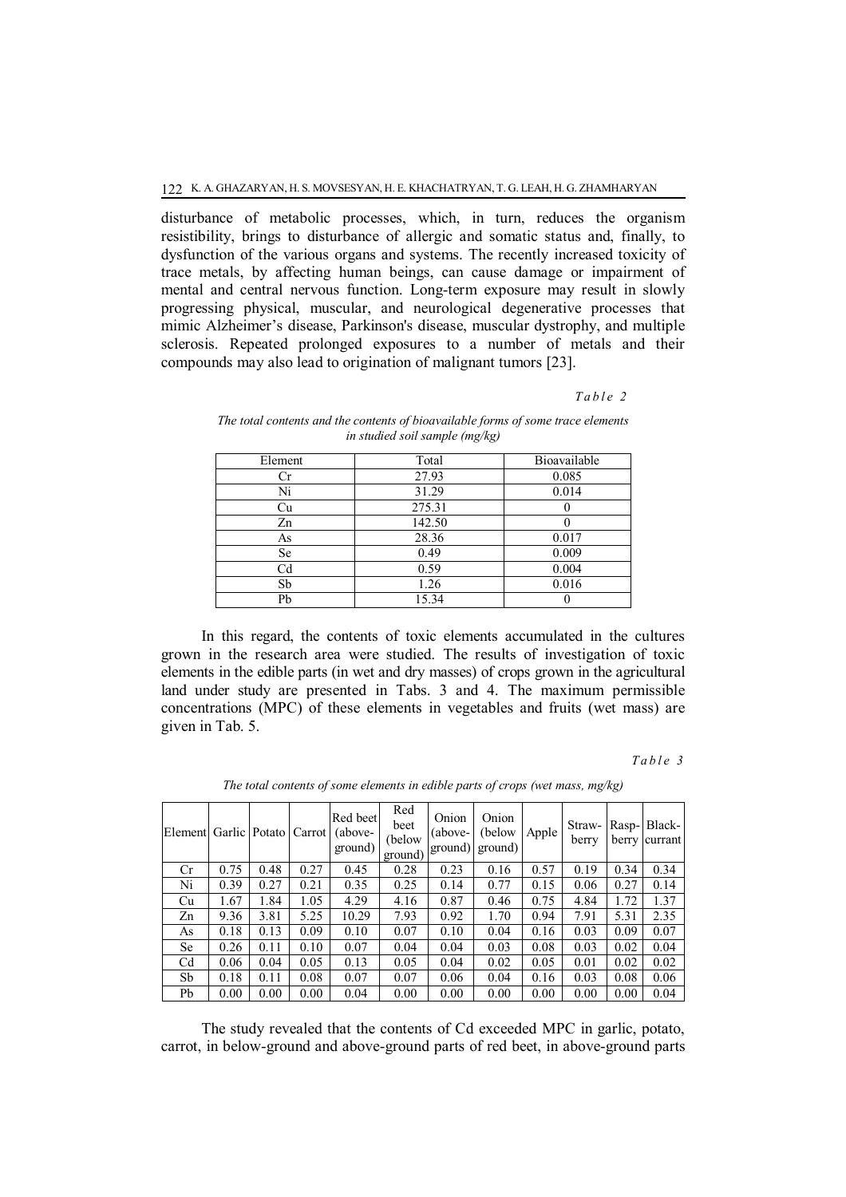disturbance of metabolic processes, which, in turn, reduces the organism resistibility, brings to disturbance of allergic and somatic status and, finally, to dysfunction of the various organs and systems. The recently increased toxicity of trace metals, by affecting human beings, can cause damage or impairment of mental and central nervous function. Long-term exposure may result in slowly progressing physical, muscular, and neurological degenerative processes that mimic Alzheimer's disease, Parkinson's disease, muscular dystrophy, and multiple sclerosis. Repeated prolonged exposures to a number of metals and their compounds may also lead to origination of malignant tumors [23].

*Table 2*

*The total contents and the contents of bioavailable forms of some trace elements in studied soil sample (mg/kg)*

| Element | Total | Bioavailable |
|---|---|---|
| Cr | 27.93 | 0.085 |
| Ni | 31.29 | 0.014 |
| Cu | 275.31 | 0 |
| Zn | 142.50 | 0 |
| As | 28.36 | 0.017 |
| Se | 0.49 | 0.009 |
| Cd | 0.59 | 0.004 |
| Sb | 1.26 | 0.016 |
| Pb | 15.34 | 0 |

In this regard, the contents of toxic elements accumulated in the cultures grown in the research area were studied. The results of investigation of toxic elements in the edible parts (in wet and dry masses) of crops grown in the agricultural land under study are presented in Tabs. 3 and 4. The maximum permissible concentrations (MPC) of these elements in vegetables and fruits (wet mass) are given in Tab. 5.

*Table 3*

*The total contents of some elements in edible parts of crops (wet mass, mg/kg)*

| Element | Garlic | Potato | Carrot | Red beet (above-ground) | Red beet (below ground) | Onion (above-ground) | Onion (below ground) | Apple | Straw-berry | Rasp-berry | Black-currant |
|---|---|---|---|---|---|---|---|---|---|---|---|
| Cr | 0.75 | 0.48 | 0.27 | 0.45 | 0.28 | 0.23 | 0.16 | 0.57 | 0.19 | 0.34 | 0.34 |
| Ni | 0.39 | 0.27 | 0.21 | 0.35 | 0.25 | 0.14 | 0.77 | 0.15 | 0.06 | 0.27 | 0.14 |
| Cu | 1.67 | 1.84 | 1.05 | 4.29 | 4.16 | 0.87 | 0.46 | 0.75 | 4.84 | 1.72 | 1.37 |
| Zn | 9.36 | 3.81 | 5.25 | 10.29 | 7.93 | 0.92 | 1.70 | 0.94 | 7.91 | 5.31 | 2.35 |
| As | 0.18 | 0.13 | 0.09 | 0.10 | 0.07 | 0.10 | 0.04 | 0.16 | 0.03 | 0.09 | 0.07 |
| Se | 0.26 | 0.11 | 0.10 | 0.07 | 0.04 | 0.04 | 0.03 | 0.08 | 0.03 | 0.02 | 0.04 |
| Cd | 0.06 | 0.04 | 0.05 | 0.13 | 0.05 | 0.04 | 0.02 | 0.05 | 0.01 | 0.02 | 0.02 |
| Sb | 0.18 | 0.11 | 0.08 | 0.07 | 0.07 | 0.06 | 0.04 | 0.16 | 0.03 | 0.08 | 0.06 |
| Pb | 0.00 | 0.00 | 0.00 | 0.04 | 0.00 | 0.00 | 0.00 | 0.00 | 0.00 | 0.00 | 0.04 |

The study revealed that the contents of Cd exceeded MPC in garlic, potato, carrot, in below-ground and above-ground parts of red beet, in above-ground parts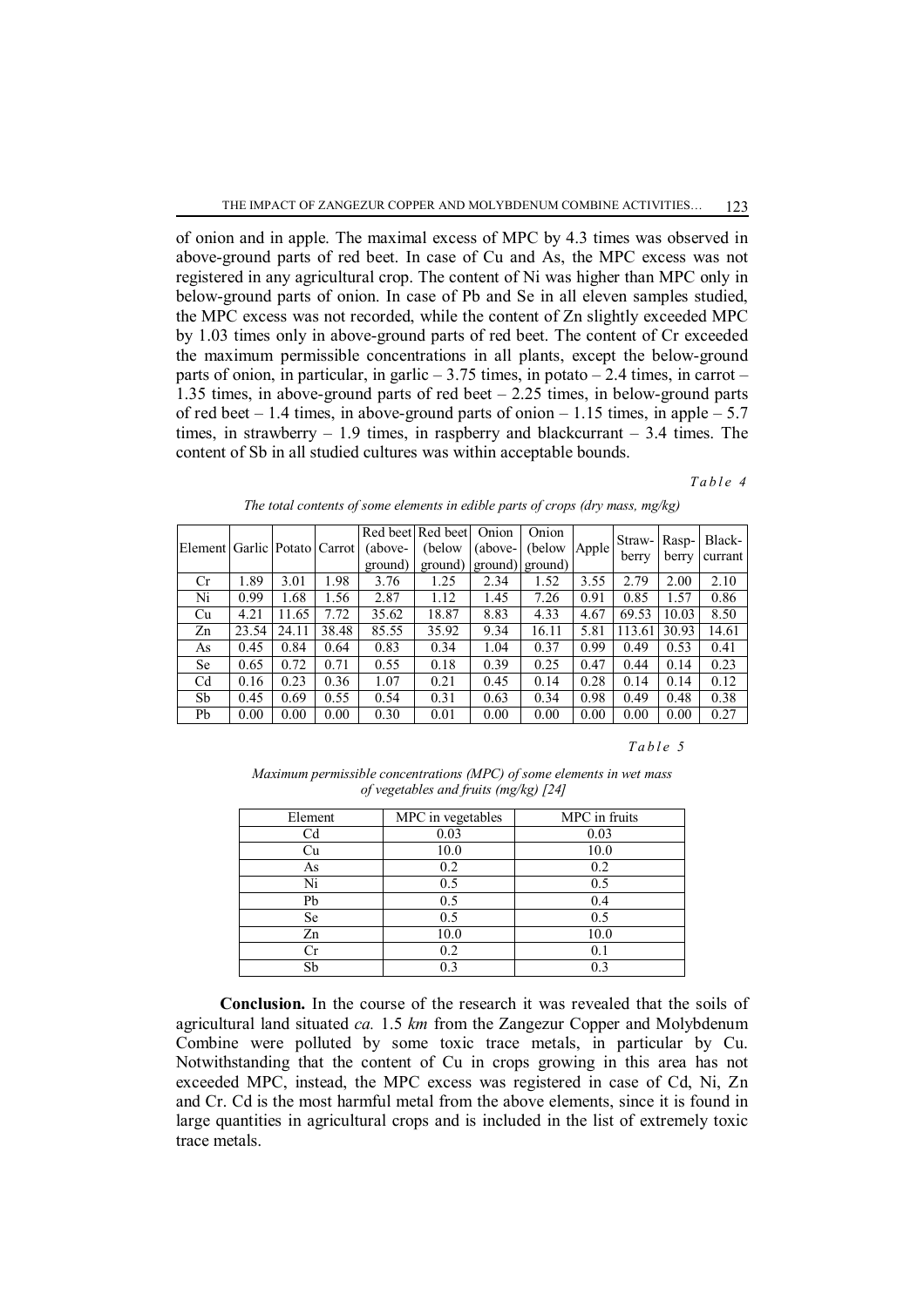of onion and in apple. The maximal excess of MPC by 4.3 times was observed in above-ground parts of red beet. In case of Cu and As, the MPC excess was not registered in any agricultural crop. The content of Ni was higher than MPC only in below-ground parts of onion. In case of Pb and Se in all eleven samples studied, the MPC excess was not recorded, while the content of Zn slightly exceeded MPC by 1.03 times only in above-ground parts of red beet. The content of Cr exceeded the maximum permissible concentrations in all plants, except the below-ground parts of onion, in particular, in garlic – 3.75 times, in potato – 2.4 times, in carrot – 1.35 times, in above-ground parts of red beet – 2.25 times, in below-ground parts of red beet – 1.4 times, in above-ground parts of onion – 1.15 times, in apple – 5.7 times, in strawberry – 1.9 times, in raspberry and blackcurrant – 3.4 times. The content of Sb in all studied cultures was within acceptable bounds.

*Table 4*

*The total contents of some elements in edible parts of crops (dry mass, mg/kg)*

| Element | Garlic | Potato | Carrot | Red beet (above-ground) | Red beet (below ground) | Onion (above-ground) | Onion (below ground) | Apple | Strawberry | Raspberry | Blackcurrant |
|---|---|---|---|---|---|---|---|---|---|---|---|
| Cr | 1.89 | 3.01 | 1.98 | 3.76 | 1.25 | 2.34 | 1.52 | 3.55 | 2.79 | 2.00 | 2.10 |
| Ni | 0.99 | 1.68 | 1.56 | 2.87 | 1.12 | 1.45 | 7.26 | 0.91 | 0.85 | 1.57 | 0.86 |
| Cu | 4.21 | 11.65 | 7.72 | 35.62 | 18.87 | 8.83 | 4.33 | 4.67 | 69.53 | 10.03 | 8.50 |
| Zn | 23.54 | 24.11 | 38.48 | 85.55 | 35.92 | 9.34 | 16.11 | 5.81 | 113.61 | 30.93 | 14.61 |
| As | 0.45 | 0.84 | 0.64 | 0.83 | 0.34 | 1.04 | 0.37 | 0.99 | 0.49 | 0.53 | 0.41 |
| Se | 0.65 | 0.72 | 0.71 | 0.55 | 0.18 | 0.39 | 0.25 | 0.47 | 0.44 | 0.14 | 0.23 |
| Cd | 0.16 | 0.23 | 0.36 | 1.07 | 0.21 | 0.45 | 0.14 | 0.28 | 0.14 | 0.14 | 0.12 |
| Sb | 0.45 | 0.69 | 0.55 | 0.54 | 0.31 | 0.63 | 0.34 | 0.98 | 0.49 | 0.48 | 0.38 |
| Pb | 0.00 | 0.00 | 0.00 | 0.30 | 0.01 | 0.00 | 0.00 | 0.00 | 0.00 | 0.00 | 0.27 |

*Table 5*

*Maximum permissible concentrations (MPC) of some elements in wet mass of vegetables and fruits (mg/kg) [24]*

| Element | MPC in vegetables | MPC in fruits |
|---|---|---|
| Cd | 0.03 | 0.03 |
| Cu | 10.0 | 10.0 |
| As | 0.2 | 0.2 |
| Ni | 0.5 | 0.5 |
| Pb | 0.5 | 0.4 |
| Se | 0.5 | 0.5 |
| Zn | 10.0 | 10.0 |
| Cr | 0.2 | 0.1 |
| Sb | 0.3 | 0.3 |

**Conclusion.** In the course of the research it was revealed that the soils of agricultural land situated *ca.* 1.5 *km* from the Zangezur Copper and Molybdenum Combine were polluted by some toxic trace metals, in particular by Cu. Notwithstanding that the content of Cu in crops growing in this area has not exceeded MPC, instead, the MPC excess was registered in case of Cd, Ni, Zn and Cr. Cd is the most harmful metal from the above elements, since it is found in large quantities in agricultural crops and is included in the list of extremely toxic trace metals.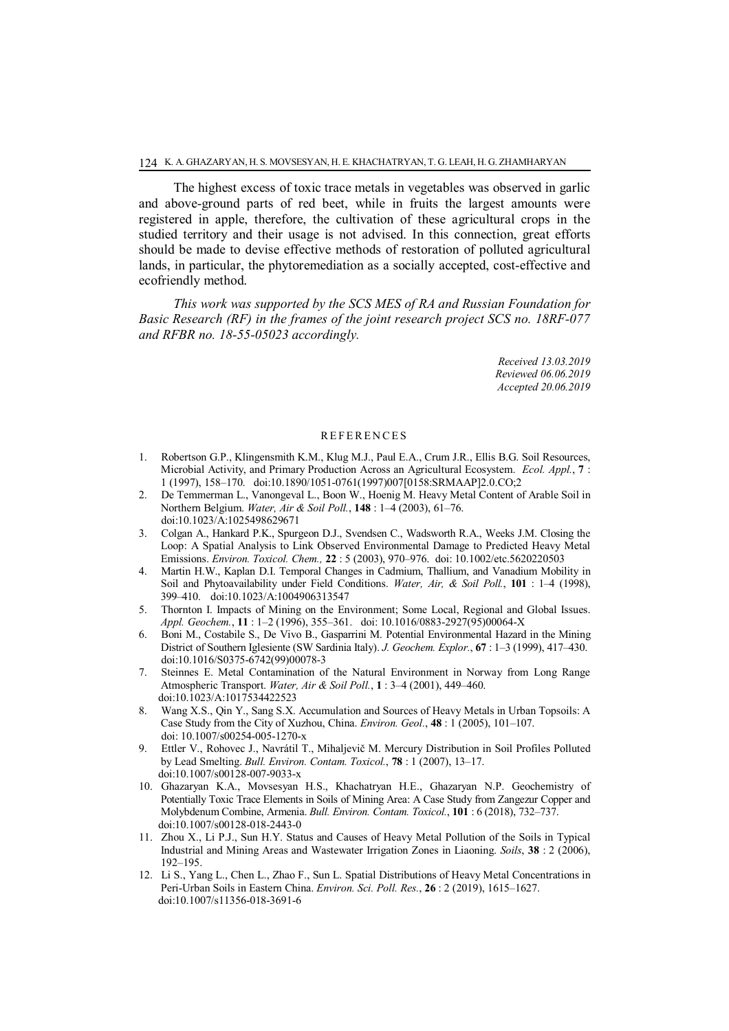The highest excess of toxic trace metals in vegetables was observed in garlic and above-ground parts of red beet, while in fruits the largest amounts were registered in apple, therefore, the cultivation of these agricultural crops in the studied territory and their usage is not advised. In this connection, great efforts should be made to devise effective methods of restoration of polluted agricultural lands, in particular, the phytoremediation as a socially accepted, cost-effective and ecofriendly method.

*This work was supported by the SCS MES of RA and Russian Foundation for Basic Research (RF) in the frames of the joint research project SCS no. 18RF-077 and RFBR no. 18-55-05023 accordingly.*

*Received 13.03.2019*
*Reviewed 06.06.2019*
*Accepted 20.06.2019*

## REFERENCES

1. Robertson G.P., Klingensmith K.M., Klug M.J., Paul E.A., Crum J.R., Ellis B.G. Soil Resources, Microbial Activity, and Primary Production Across an Agricultural Ecosystem. *Ecol. Appl.*, **7** : 1 (1997), 158–170. doi:10.1890/1051-0761(1997)007[0158:SRMAAP]2.0.CO;2
2. De Temmerman L., Vanongeval L., Boon W., Hoenig M. Heavy Metal Content of Arable Soil in Northern Belgium. *Water, Air & Soil Poll.*, **148** : 1–4 (2003), 61–76. doi:10.1023/A:1025498629671
3. Colgan A., Hankard P.K., Spurgeon D.J., Svendsen C., Wadsworth R.A., Weeks J.M. Closing the Loop: A Spatial Analysis to Link Observed Environmental Damage to Predicted Heavy Metal Emissions. *Environ. Toxicol. Chem.,* **22** : 5 (2003), 970–976. doi: 10.1002/etc.5620220503
4. Martin H.W., Kaplan D.I. Temporal Changes in Cadmium, Thallium, and Vanadium Mobility in Soil and Phytoavailability under Field Conditions. *Water, Air, & Soil Poll.*, **101** : 1–4 (1998), 399–410. doi:10.1023/A:1004906313547
5. Thornton I. Impacts of Mining on the Environment; Some Local, Regional and Global Issues. *Appl. Geochem.*, **11** : 1–2 (1996), 355–361. doi: 10.1016/0883-2927(95)00064-X
6. Boni M., Costabile S., De Vivo B., Gasparrini M. Potential Environmental Hazard in the Mining District of Southern Iglesiente (SW Sardinia Italy). *J. Geochem. Explor.*, **67** : 1–3 (1999), 417–430. doi:10.1016/S0375-6742(99)00078-3
7. Steinnes E. Metal Contamination of the Natural Environment in Norway from Long Range Atmospheric Transport. *Water, Air & Soil Poll.*, **1** : 3–4 (2001), 449–460. doi:10.1023/A:1017534422523
8. Wang X.S., Qin Y., Sang S.X. Accumulation and Sources of Heavy Metals in Urban Topsoils: A Case Study from the City of Xuzhou, China. *Environ. Geol.*, **48** : 1 (2005), 101–107. doi: 10.1007/s00254-005-1270-x
9. Ettler V., Rohovec J., Navrátil T., Mihaljevič M. Mercury Distribution in Soil Profiles Polluted by Lead Smelting. *Bull. Environ. Contam. Toxicol.*, **78** : 1 (2007), 13–17. doi:10.1007/s00128-007-9033-x
10. Ghazaryan K.A., Movsesyan H.S., Khachatryan H.E., Ghazaryan N.P. Geochemistry of Potentially Toxic Trace Elements in Soils of Mining Area: A Case Study from Zangezur Copper and Molybdenum Combine, Armenia. *Bull. Environ. Contam. Toxicol.*, **101** : 6 (2018), 732–737. doi:10.1007/s00128-018-2443-0
11. Zhou X., Li P.J., Sun H.Y. Status and Causes of Heavy Metal Pollution of the Soils in Typical Industrial and Mining Areas and Wastewater Irrigation Zones in Liaoning. *Soils*, **38** : 2 (2006), 192–195.
12. Li S., Yang L., Chen L., Zhao F., Sun L. Spatial Distributions of Heavy Metal Concentrations in Peri-Urban Soils in Eastern China. *Environ. Sci. Poll. Res.*, **26** : 2 (2019), 1615–1627. doi:10.1007/s11356-018-3691-6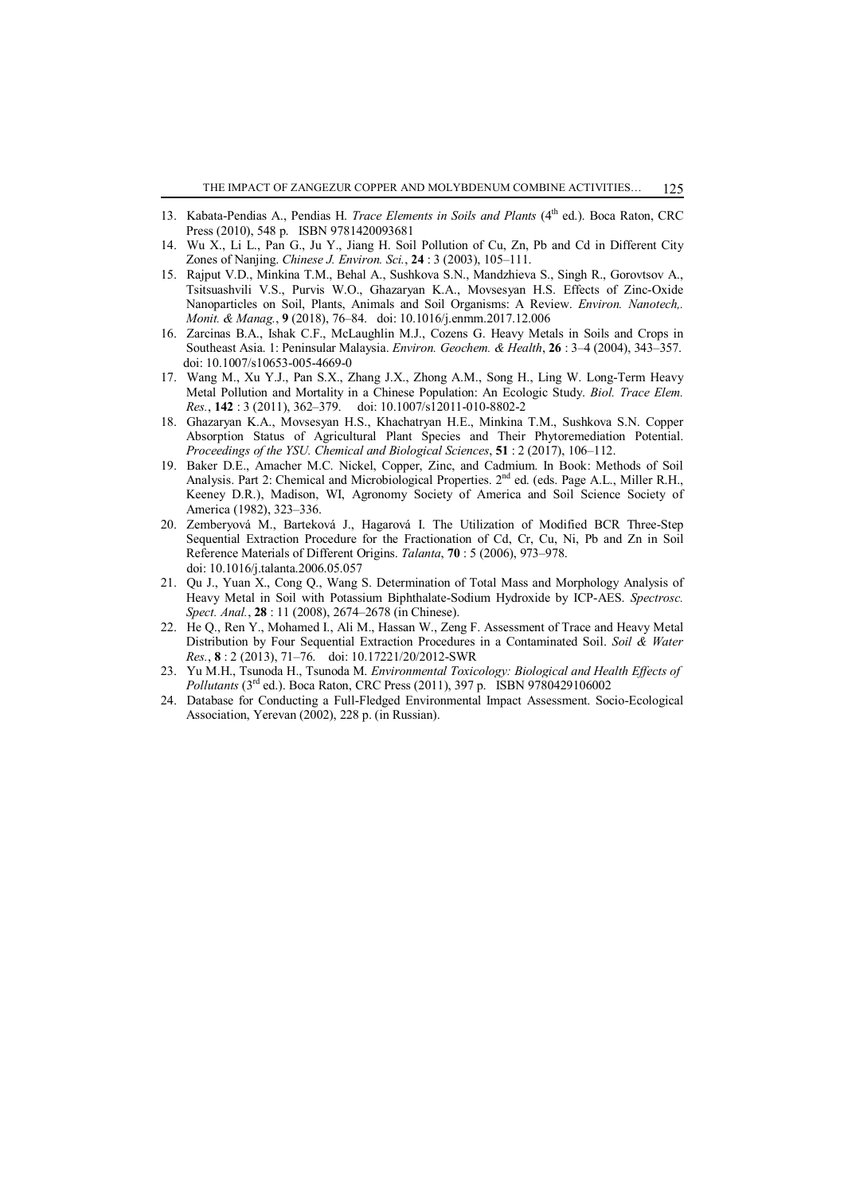13. Kabata-Pendias A., Pendias H. *Trace Elements in Soils and Plants* (4th ed.). Boca Raton, CRC Press (2010), 548 p. ISBN 9781420093681
14. Wu X., Li L., Pan G., Ju Y., Jiang H. Soil Pollution of Cu, Zn, Pb and Cd in Different City Zones of Nanjing. *Chinese J. Environ. Sci.*, **24** : 3 (2003), 105–111.
15. Rajput V.D., Minkina T.M., Behal A., Sushkova S.N., Mandzhieva S., Singh R., Gorovtsov A., Tsitsuashvili V.S., Purvis W.O., Ghazaryan K.A., Movsesyan H.S. Effects of Zinc-Oxide Nanoparticles on Soil, Plants, Animals and Soil Organisms: A Review. *Environ. Nanotech,. Monit. & Manag.*, **9** (2018), 76–84. doi: 10.1016/j.enmm.2017.12.006
16. Zarcinas B.A., Ishak C.F., McLaughlin M.J., Cozens G. Heavy Metals in Soils and Crops in Southeast Asia. 1: Peninsular Malaysia. *Environ. Geochem. & Health*, **26** : 3–4 (2004), 343–357. doi: 10.1007/s10653-005-4669-0
17. Wang M., Xu Y.J., Pan S.X., Zhang J.X., Zhong A.M., Song H., Ling W. Long-Term Heavy Metal Pollution and Mortality in a Chinese Population: An Ecologic Study. *Biol. Trace Elem. Res.*, **142** : 3 (2011), 362–379. doi: 10.1007/s12011-010-8802-2
18. Ghazaryan K.A., Movsesyan H.S., Khachatryan H.E., Minkina T.M., Sushkova S.N. Copper Absorption Status of Agricultural Plant Species and Their Phytoremediation Potential. *Proceedings of the YSU. Chemical and Biological Sciences*, **51** : 2 (2017), 106–112.
19. Baker D.E., Amacher M.C. Nickel, Copper, Zinc, and Cadmium. In Book: Methods of Soil Analysis. Part 2: Chemical and Microbiological Properties. 2nd ed. (eds. Page A.L., Miller R.H., Keeney D.R.), Madison, WI, Agronomy Society of America and Soil Science Society of America (1982), 323–336.
20. Zemberyová M., Barteková J., Hagarová I. The Utilization of Modified BCR Three-Step Sequential Extraction Procedure for the Fractionation of Cd, Cr, Cu, Ni, Pb and Zn in Soil Reference Materials of Different Origins. *Talanta*, **70** : 5 (2006), 973–978. doi: 10.1016/j.talanta.2006.05.057
21. Qu J., Yuan X., Cong Q., Wang S. Determination of Total Mass and Morphology Analysis of Heavy Metal in Soil with Potassium Biphthalate-Sodium Hydroxide by ICP-AES. *Spectrosc. Spect. Anal.*, **28** : 11 (2008), 2674–2678 (in Chinese).
22. He Q., Ren Y., Mohamed I., Ali M., Hassan W., Zeng F. Assessment of Trace and Heavy Metal Distribution by Four Sequential Extraction Procedures in a Contaminated Soil. *Soil & Water Res.*, **8** : 2 (2013), 71–76. doi: 10.17221/20/2012-SWR
23. Yu M.H., Tsunoda H., Tsunoda M. *Environmental Toxicology: Biological and Health Effects of Pollutants* (3rd ed.). Boca Raton, CRC Press (2011), 397 p. ISBN 9780429106002
24. Database for Conducting a Full-Fledged Environmental Impact Assessment. Socio-Ecological Association, Yerevan (2002), 228 p. (in Russian).